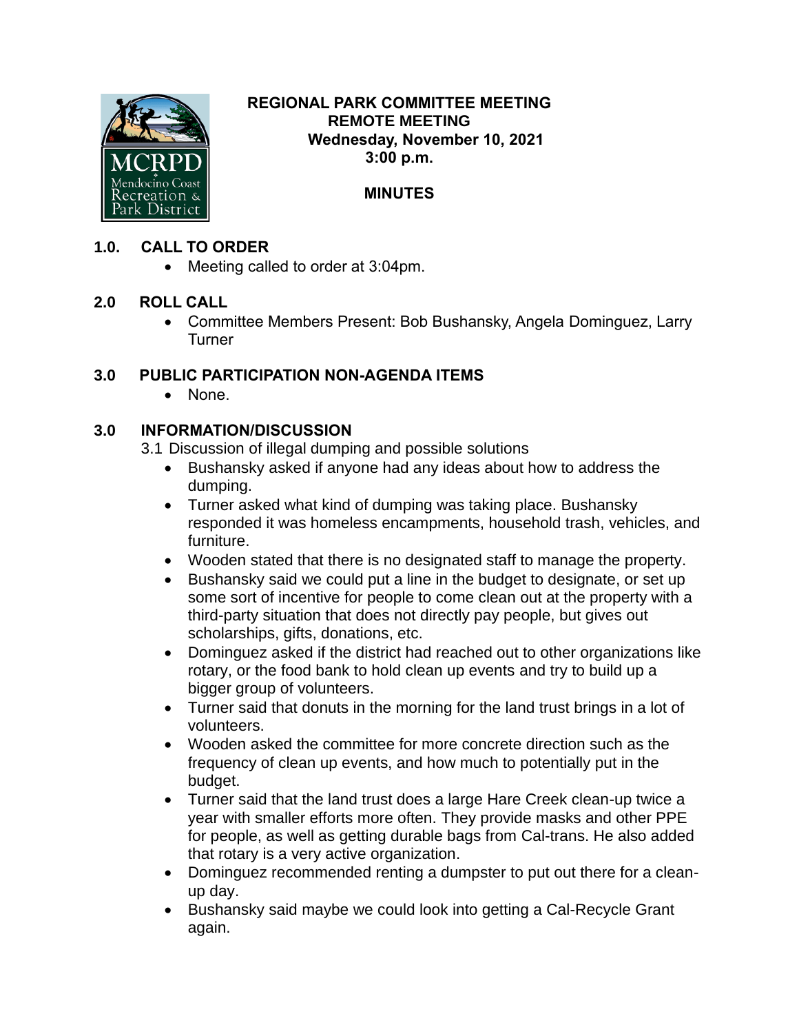# REGIONAL PARK COMMITTEE MEETING
## REMOTE MEETING
**Wednesday, November 10, 2021**
**3:00 p.m.**

**MINUTES**

## 1.0. CALL TO ORDER

- Meeting called to order at 3:04pm.

## 2.0 ROLL CALL

- Committee Members Present: Bob Bushansky, Angela Dominguez, Larry Turner

## 3.0 PUBLIC PARTICIPATION NON-AGENDA ITEMS

- None.

## 3.0 INFORMATION/DISCUSSION

3.1 Discussion of illegal dumping and possible solutions

- Bushansky asked if anyone had any ideas about how to address the dumping.
- Turner asked what kind of dumping was taking place. Bushansky responded it was homeless encampments, household trash, vehicles, and furniture.
- Wooden stated that there is no designated staff to manage the property.
- Bushansky said we could put a line in the budget to designate, or set up some sort of incentive for people to come clean out at the property with a third-party situation that does not directly pay people, but gives out scholarships, gifts, donations, etc.
- Dominguez asked if the district had reached out to other organizations like rotary, or the food bank to hold clean up events and try to build up a bigger group of volunteers.
- Turner said that donuts in the morning for the land trust brings in a lot of volunteers.
- Wooden asked the committee for more concrete direction such as the frequency of clean up events, and how much to potentially put in the budget.
- Turner said that the land trust does a large Hare Creek clean-up twice a year with smaller efforts more often. They provide masks and other PPE for people, as well as getting durable bags from Cal-trans. He also added that rotary is a very active organization.
- Dominguez recommended renting a dumpster to put out there for a clean-up day.
- Bushansky said maybe we could look into getting a Cal-Recycle Grant again.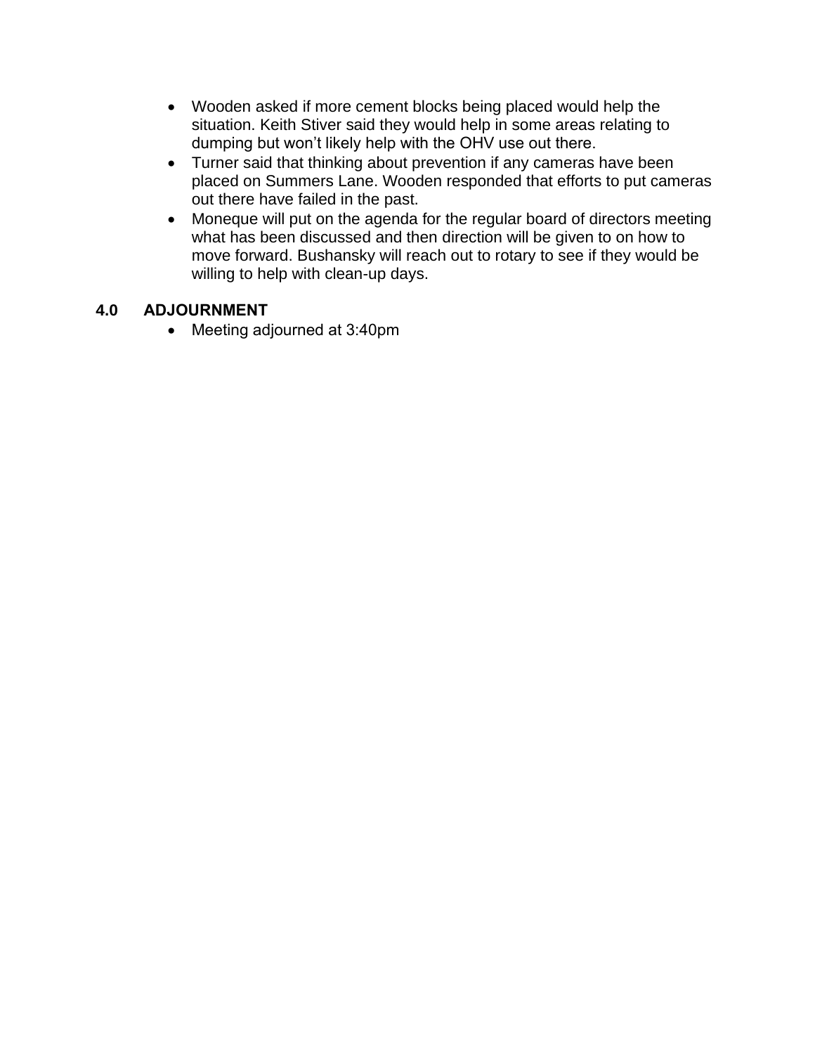- Wooden asked if more cement blocks being placed would help the situation. Keith Stiver said they would help in some areas relating to dumping but won't likely help with the OHV use out there.
- Turner said that thinking about prevention if any cameras have been placed on Summers Lane. Wooden responded that efforts to put cameras out there have failed in the past.
- Moneque will put on the agenda for the regular board of directors meeting what has been discussed and then direction will be given to on how to move forward. Bushansky will reach out to rotary to see if they would be willing to help with clean-up days.

## 4.0 ADJOURNMENT

- Meeting adjourned at 3:40pm